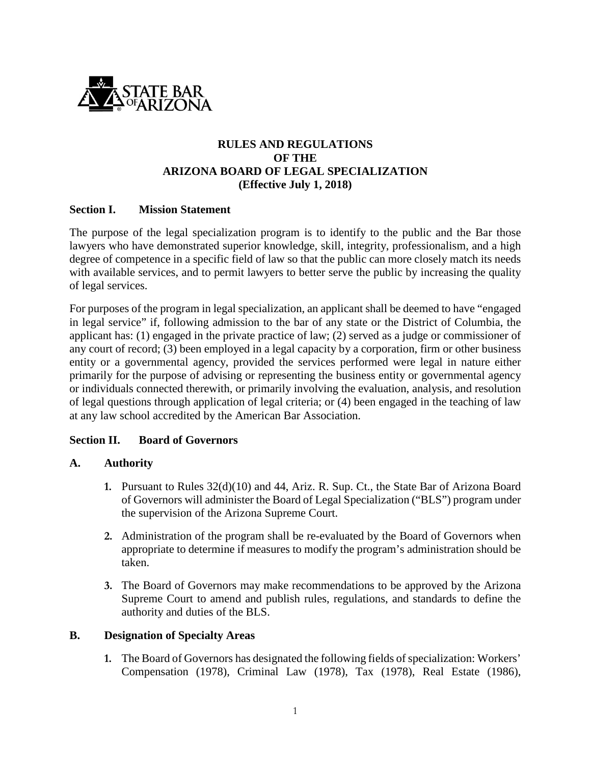STATE BAR OF ARIZONA

# RULES AND REGULATIONS OF THE ARIZONA BOARD OF LEGAL SPECIALIZATION (Effective July 1, 2018)

## Section I. Mission Statement

The purpose of the legal specialization program is to identify to the public and the Bar those lawyers who have demonstrated superior knowledge, skill, integrity, professionalism, and a high degree of competence in a specific field of law so that the public can more closely match its needs with available services, and to permit lawyers to better serve the public by increasing the quality of legal services.

For purposes of the program in legal specialization, an applicant shall be deemed to have "engaged in legal service" if, following admission to the bar of any state or the District of Columbia, the applicant has: (1) engaged in the private practice of law; (2) served as a judge or commissioner of any court of record; (3) been employed in a legal capacity by a corporation, firm or other business entity or a governmental agency, provided the services performed were legal in nature either primarily for the purpose of advising or representing the business entity or governmental agency or individuals connected therewith, or primarily involving the evaluation, analysis, and resolution of legal questions through application of legal criteria; or (4) been engaged in the teaching of law at any law school accredited by the American Bar Association.

## Section II. Board of Governors

### A. Authority

1. Pursuant to Rules 32(d)(10) and 44, Ariz. R. Sup. Ct., the State Bar of Arizona Board of Governors will administer the Board of Legal Specialization ("BLS") program under the supervision of the Arizona Supreme Court.

2. Administration of the program shall be re-evaluated by the Board of Governors when appropriate to determine if measures to modify the program's administration should be taken.

3. The Board of Governors may make recommendations to be approved by the Arizona Supreme Court to amend and publish rules, regulations, and standards to define the authority and duties of the BLS.

### B. Designation of Specialty Areas

1. The Board of Governors has designated the following fields of specialization: Workers' Compensation (1978), Criminal Law (1978), Tax (1978), Real Estate (1986),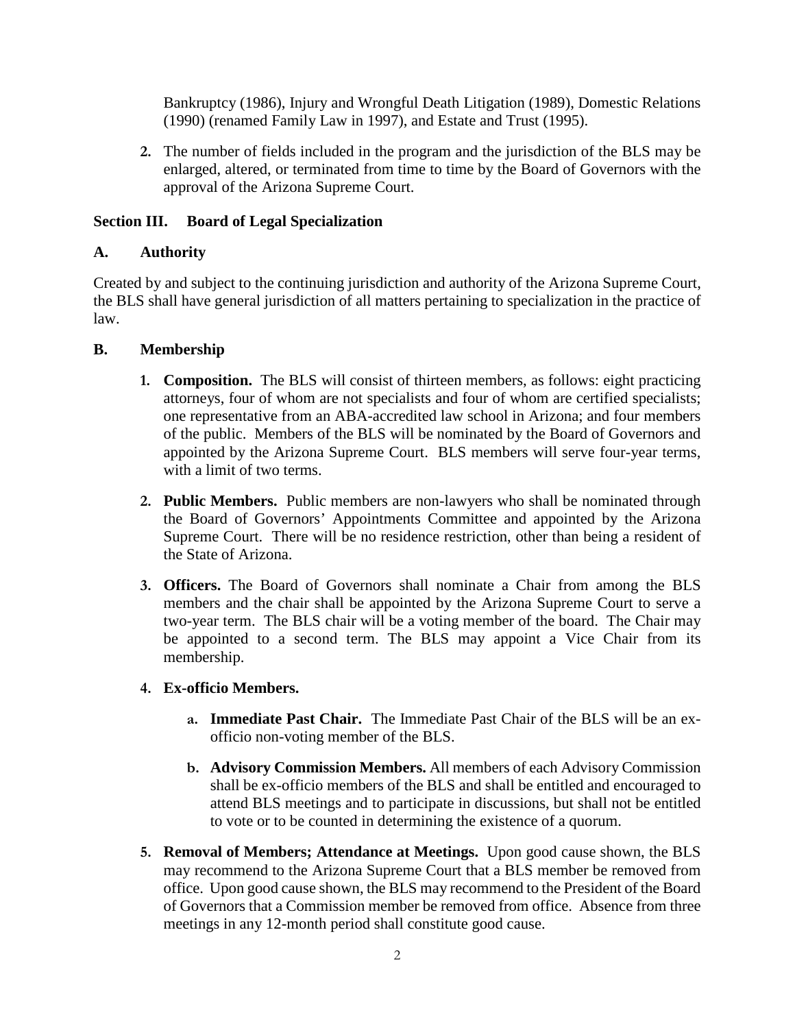Bankruptcy (1986), Injury and Wrongful Death Litigation (1989), Domestic Relations (1990) (renamed Family Law in 1997), and Estate and Trust (1995).

2. The number of fields included in the program and the jurisdiction of the BLS may be enlarged, altered, or terminated from time to time by the Board of Governors with the approval of the Arizona Supreme Court.

## Section III. Board of Legal Specialization

### A. Authority

Created by and subject to the continuing jurisdiction and authority of the Arizona Supreme Court, the BLS shall have general jurisdiction of all matters pertaining to specialization in the practice of law.

### B. Membership

1. **Composition.** The BLS will consist of thirteen members, as follows: eight practicing attorneys, four of whom are not specialists and four of whom are certified specialists; one representative from an ABA-accredited law school in Arizona; and four members of the public. Members of the BLS will be nominated by the Board of Governors and appointed by the Arizona Supreme Court. BLS members will serve four-year terms, with a limit of two terms.

2. **Public Members.** Public members are non-lawyers who shall be nominated through the Board of Governors' Appointments Committee and appointed by the Arizona Supreme Court. There will be no residence restriction, other than being a resident of the State of Arizona.

3. **Officers.** The Board of Governors shall nominate a Chair from among the BLS members and the chair shall be appointed by the Arizona Supreme Court to serve a two-year term. The BLS chair will be a voting member of the board. The Chair may be appointed to a second term. The BLS may appoint a Vice Chair from its membership.

4. **Ex-officio Members.**

   a. **Immediate Past Chair.** The Immediate Past Chair of the BLS will be an ex-officio non-voting member of the BLS.

   b. **Advisory Commission Members.** All members of each Advisory Commission shall be ex-officio members of the BLS and shall be entitled and encouraged to attend BLS meetings and to participate in discussions, but shall not be entitled to vote or to be counted in determining the existence of a quorum.

5. **Removal of Members; Attendance at Meetings.** Upon good cause shown, the BLS may recommend to the Arizona Supreme Court that a BLS member be removed from office. Upon good cause shown, the BLS may recommend to the President of the Board of Governors that a Commission member be removed from office. Absence from three meetings in any 12-month period shall constitute good cause.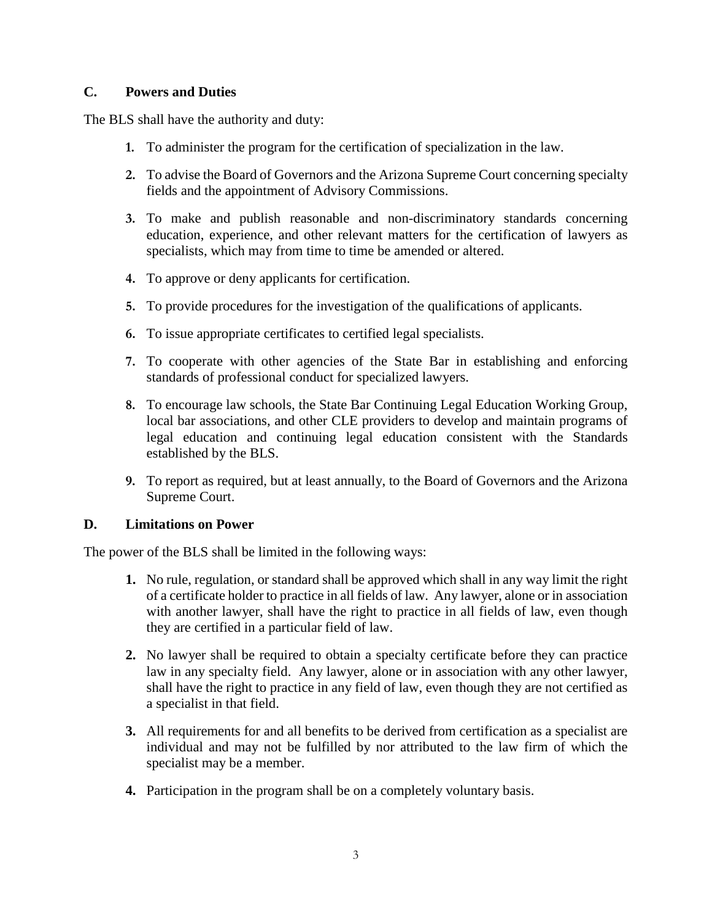### C. Powers and Duties

The BLS shall have the authority and duty:

1. To administer the program for the certification of specialization in the law.
2. To advise the Board of Governors and the Arizona Supreme Court concerning specialty fields and the appointment of Advisory Commissions.
3. To make and publish reasonable and non-discriminatory standards concerning education, experience, and other relevant matters for the certification of lawyers as specialists, which may from time to time be amended or altered.
4. To approve or deny applicants for certification.
5. To provide procedures for the investigation of the qualifications of applicants.
6. To issue appropriate certificates to certified legal specialists.
7. To cooperate with other agencies of the State Bar in establishing and enforcing standards of professional conduct for specialized lawyers.
8. To encourage law schools, the State Bar Continuing Legal Education Working Group, local bar associations, and other CLE providers to develop and maintain programs of legal education and continuing legal education consistent with the Standards established by the BLS.
9. To report as required, but at least annually, to the Board of Governors and the Arizona Supreme Court.

### D. Limitations on Power

The power of the BLS shall be limited in the following ways:

1. No rule, regulation, or standard shall be approved which shall in any way limit the right of a certificate holder to practice in all fields of law. Any lawyer, alone or in association with another lawyer, shall have the right to practice in all fields of law, even though they are certified in a particular field of law.
2. No lawyer shall be required to obtain a specialty certificate before they can practice law in any specialty field. Any lawyer, alone or in association with any other lawyer, shall have the right to practice in any field of law, even though they are not certified as a specialist in that field.
3. All requirements for and all benefits to be derived from certification as a specialist are individual and may not be fulfilled by nor attributed to the law firm of which the specialist may be a member.
4. Participation in the program shall be on a completely voluntary basis.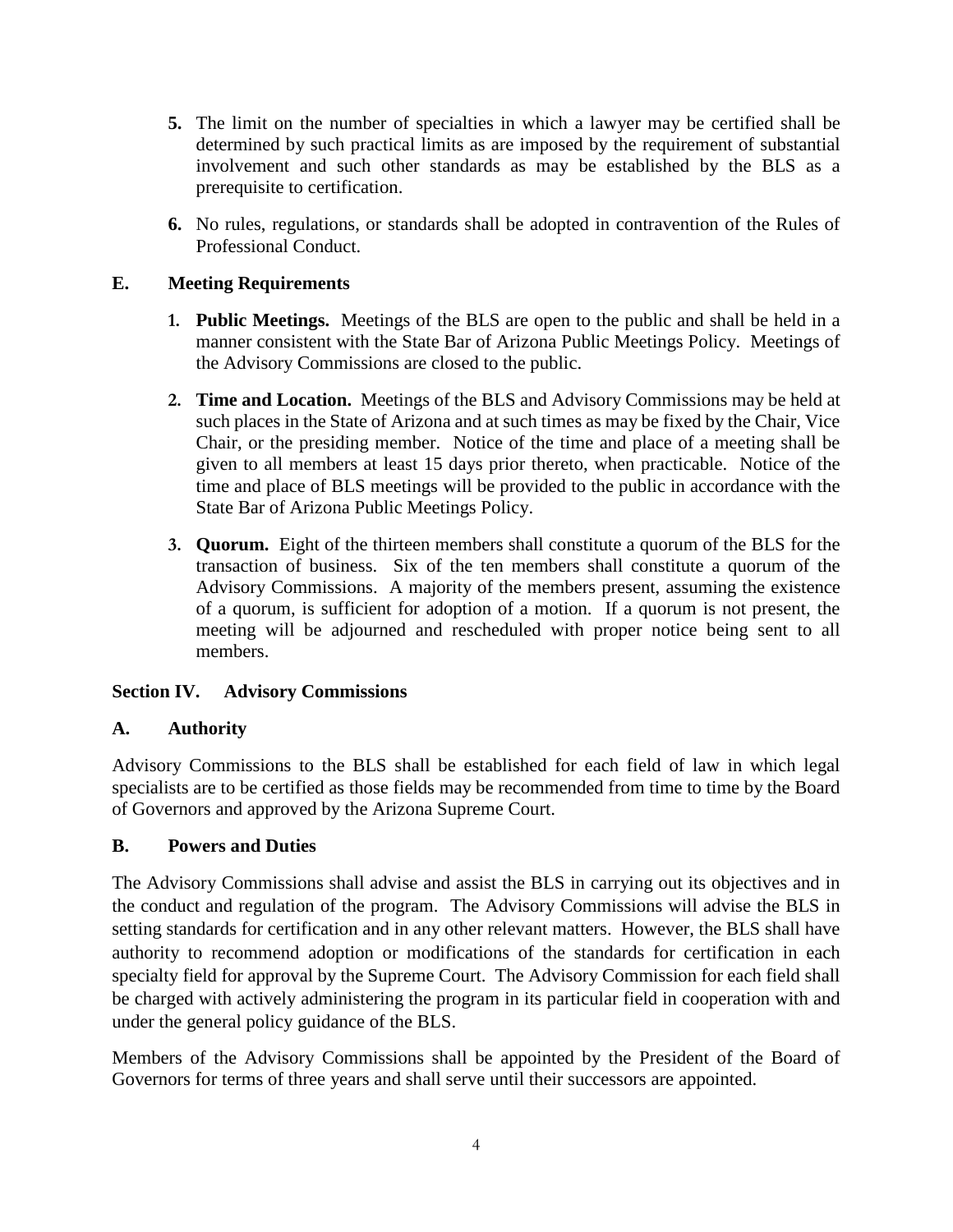5. The limit on the number of specialties in which a lawyer may be certified shall be determined by such practical limits as are imposed by the requirement of substantial involvement and such other standards as may be established by the BLS as a prerequisite to certification.

6. No rules, regulations, or standards shall be adopted in contravention of the Rules of Professional Conduct.

### E. Meeting Requirements

1. **Public Meetings.** Meetings of the BLS are open to the public and shall be held in a manner consistent with the State Bar of Arizona Public Meetings Policy. Meetings of the Advisory Commissions are closed to the public.

2. **Time and Location.** Meetings of the BLS and Advisory Commissions may be held at such places in the State of Arizona and at such times as may be fixed by the Chair, Vice Chair, or the presiding member. Notice of the time and place of a meeting shall be given to all members at least 15 days prior thereto, when practicable. Notice of the time and place of BLS meetings will be provided to the public in accordance with the State Bar of Arizona Public Meetings Policy.

3. **Quorum.** Eight of the thirteen members shall constitute a quorum of the BLS for the transaction of business. Six of the ten members shall constitute a quorum of the Advisory Commissions. A majority of the members present, assuming the existence of a quorum, is sufficient for adoption of a motion. If a quorum is not present, the meeting will be adjourned and rescheduled with proper notice being sent to all members.

## Section IV. Advisory Commissions

### A. Authority

Advisory Commissions to the BLS shall be established for each field of law in which legal specialists are to be certified as those fields may be recommended from time to time by the Board of Governors and approved by the Arizona Supreme Court.

### B. Powers and Duties

The Advisory Commissions shall advise and assist the BLS in carrying out its objectives and in the conduct and regulation of the program. The Advisory Commissions will advise the BLS in setting standards for certification and in any other relevant matters. However, the BLS shall have authority to recommend adoption or modifications of the standards for certification in each specialty field for approval by the Supreme Court. The Advisory Commission for each field shall be charged with actively administering the program in its particular field in cooperation with and under the general policy guidance of the BLS.

Members of the Advisory Commissions shall be appointed by the President of the Board of Governors for terms of three years and shall serve until their successors are appointed.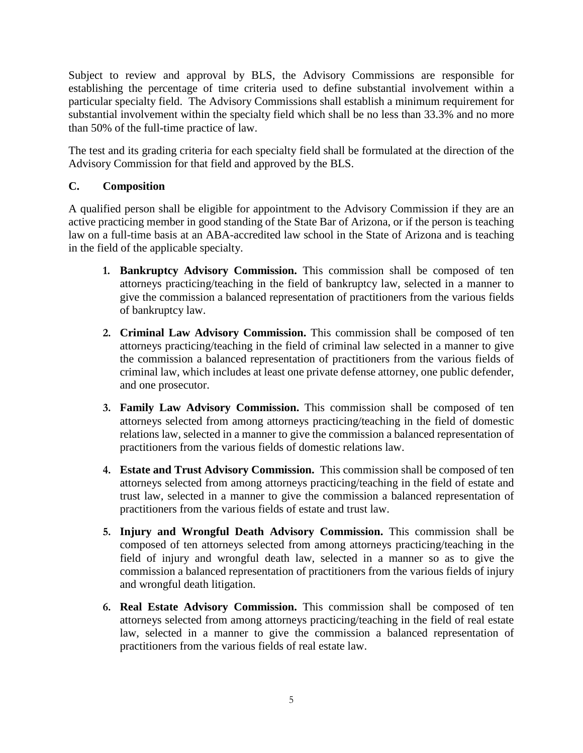Subject to review and approval by BLS, the Advisory Commissions are responsible for establishing the percentage of time criteria used to define substantial involvement within a particular specialty field. The Advisory Commissions shall establish a minimum requirement for substantial involvement within the specialty field which shall be no less than 33.3% and no more than 50% of the full-time practice of law.

The test and its grading criteria for each specialty field shall be formulated at the direction of the Advisory Commission for that field and approved by the BLS.

### C. Composition

A qualified person shall be eligible for appointment to the Advisory Commission if they are an active practicing member in good standing of the State Bar of Arizona, or if the person is teaching law on a full-time basis at an ABA-accredited law school in the State of Arizona and is teaching in the field of the applicable specialty.

1. **Bankruptcy Advisory Commission.** This commission shall be composed of ten attorneys practicing/teaching in the field of bankruptcy law, selected in a manner to give the commission a balanced representation of practitioners from the various fields of bankruptcy law.

2. **Criminal Law Advisory Commission.** This commission shall be composed of ten attorneys practicing/teaching in the field of criminal law selected in a manner to give the commission a balanced representation of practitioners from the various fields of criminal law, which includes at least one private defense attorney, one public defender, and one prosecutor.

3. **Family Law Advisory Commission.** This commission shall be composed of ten attorneys selected from among attorneys practicing/teaching in the field of domestic relations law, selected in a manner to give the commission a balanced representation of practitioners from the various fields of domestic relations law.

4. **Estate and Trust Advisory Commission.** This commission shall be composed of ten attorneys selected from among attorneys practicing/teaching in the field of estate and trust law, selected in a manner to give the commission a balanced representation of practitioners from the various fields of estate and trust law.

5. **Injury and Wrongful Death Advisory Commission.** This commission shall be composed of ten attorneys selected from among attorneys practicing/teaching in the field of injury and wrongful death law, selected in a manner so as to give the commission a balanced representation of practitioners from the various fields of injury and wrongful death litigation.

6. **Real Estate Advisory Commission.** This commission shall be composed of ten attorneys selected from among attorneys practicing/teaching in the field of real estate law, selected in a manner to give the commission a balanced representation of practitioners from the various fields of real estate law.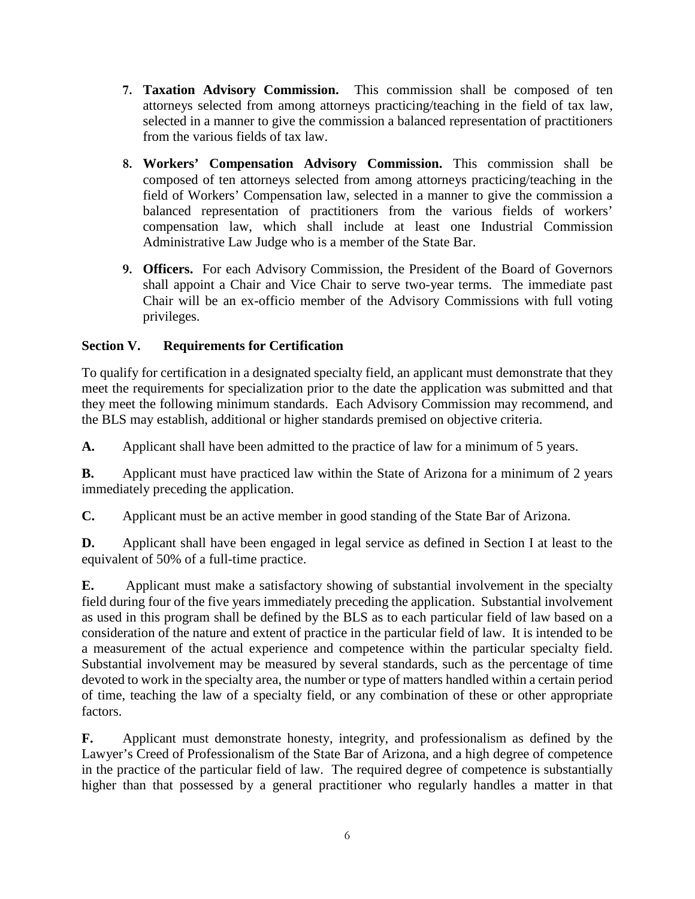7. **Taxation Advisory Commission.** This commission shall be composed of ten attorneys selected from among attorneys practicing/teaching in the field of tax law, selected in a manner to give the commission a balanced representation of practitioners from the various fields of tax law.

8. **Workers' Compensation Advisory Commission.** This commission shall be composed of ten attorneys selected from among attorneys practicing/teaching in the field of Workers' Compensation law, selected in a manner to give the commission a balanced representation of practitioners from the various fields of workers' compensation law, which shall include at least one Industrial Commission Administrative Law Judge who is a member of the State Bar.

9. **Officers.** For each Advisory Commission, the President of the Board of Governors shall appoint a Chair and Vice Chair to serve two-year terms. The immediate past Chair will be an ex-officio member of the Advisory Commissions with full voting privileges.

## Section V. Requirements for Certification

To qualify for certification in a designated specialty field, an applicant must demonstrate that they meet the requirements for specialization prior to the date the application was submitted and that they meet the following minimum standards. Each Advisory Commission may recommend, and the BLS may establish, additional or higher standards premised on objective criteria.

**A.** Applicant shall have been admitted to the practice of law for a minimum of 5 years.

**B.** Applicant must have practiced law within the State of Arizona for a minimum of 2 years immediately preceding the application.

**C.** Applicant must be an active member in good standing of the State Bar of Arizona.

**D.** Applicant shall have been engaged in legal service as defined in Section I at least to the equivalent of 50% of a full-time practice.

**E.** Applicant must make a satisfactory showing of substantial involvement in the specialty field during four of the five years immediately preceding the application. Substantial involvement as used in this program shall be defined by the BLS as to each particular field of law based on a consideration of the nature and extent of practice in the particular field of law. It is intended to be a measurement of the actual experience and competence within the particular specialty field. Substantial involvement may be measured by several standards, such as the percentage of time devoted to work in the specialty area, the number or type of matters handled within a certain period of time, teaching the law of a specialty field, or any combination of these or other appropriate factors.

**F.** Applicant must demonstrate honesty, integrity, and professionalism as defined by the Lawyer's Creed of Professionalism of the State Bar of Arizona, and a high degree of competence in the practice of the particular field of law. The required degree of competence is substantially higher than that possessed by a general practitioner who regularly handles a matter in that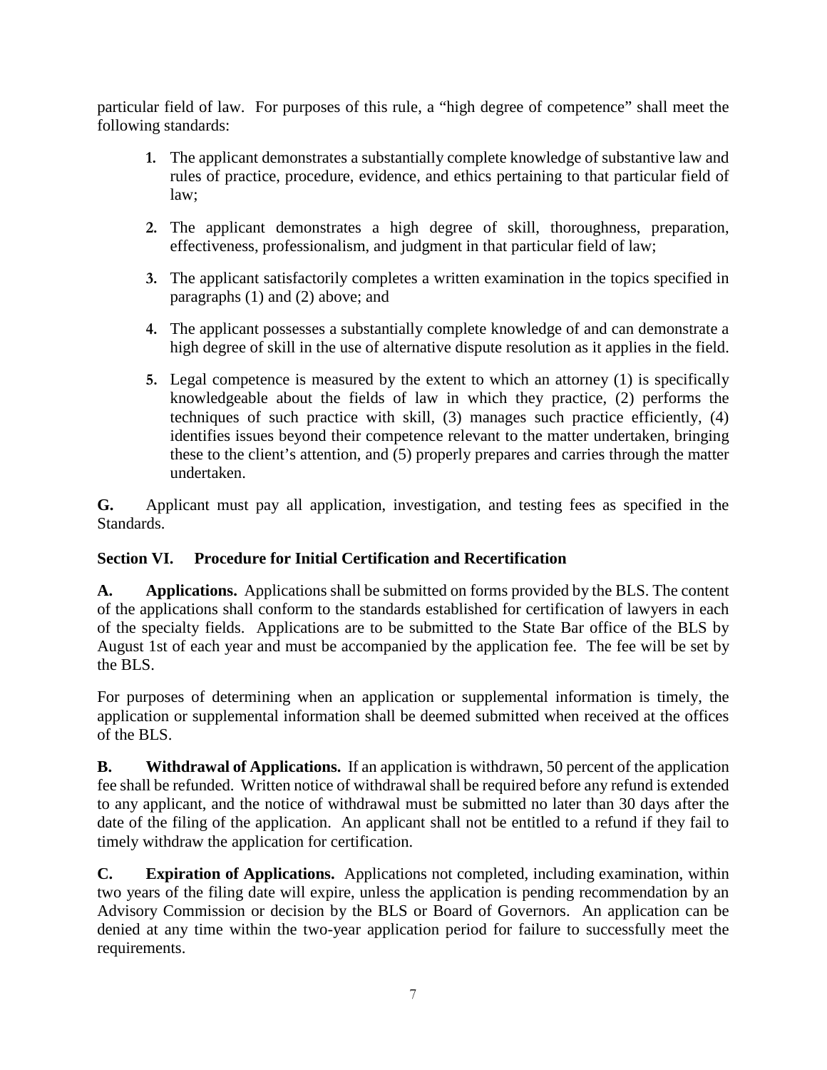particular field of law. For purposes of this rule, a "high degree of competence" shall meet the following standards:

1. The applicant demonstrates a substantially complete knowledge of substantive law and rules of practice, procedure, evidence, and ethics pertaining to that particular field of law;

2. The applicant demonstrates a high degree of skill, thoroughness, preparation, effectiveness, professionalism, and judgment in that particular field of law;

3. The applicant satisfactorily completes a written examination in the topics specified in paragraphs (1) and (2) above; and

4. The applicant possesses a substantially complete knowledge of and can demonstrate a high degree of skill in the use of alternative dispute resolution as it applies in the field.

5. Legal competence is measured by the extent to which an attorney (1) is specifically knowledgeable about the fields of law in which they practice, (2) performs the techniques of such practice with skill, (3) manages such practice efficiently, (4) identifies issues beyond their competence relevant to the matter undertaken, bringing these to the client's attention, and (5) properly prepares and carries through the matter undertaken.

**G.** Applicant must pay all application, investigation, and testing fees as specified in the Standards.

## Section VI. Procedure for Initial Certification and Recertification

**A. Applications.** Applications shall be submitted on forms provided by the BLS. The content of the applications shall conform to the standards established for certification of lawyers in each of the specialty fields. Applications are to be submitted to the State Bar office of the BLS by August 1st of each year and must be accompanied by the application fee. The fee will be set by the BLS.

For purposes of determining when an application or supplemental information is timely, the application or supplemental information shall be deemed submitted when received at the offices of the BLS.

**B. Withdrawal of Applications.** If an application is withdrawn, 50 percent of the application fee shall be refunded. Written notice of withdrawal shall be required before any refund is extended to any applicant, and the notice of withdrawal must be submitted no later than 30 days after the date of the filing of the application. An applicant shall not be entitled to a refund if they fail to timely withdraw the application for certification.

**C. Expiration of Applications.** Applications not completed, including examination, within two years of the filing date will expire, unless the application is pending recommendation by an Advisory Commission or decision by the BLS or Board of Governors. An application can be denied at any time within the two-year application period for failure to successfully meet the requirements.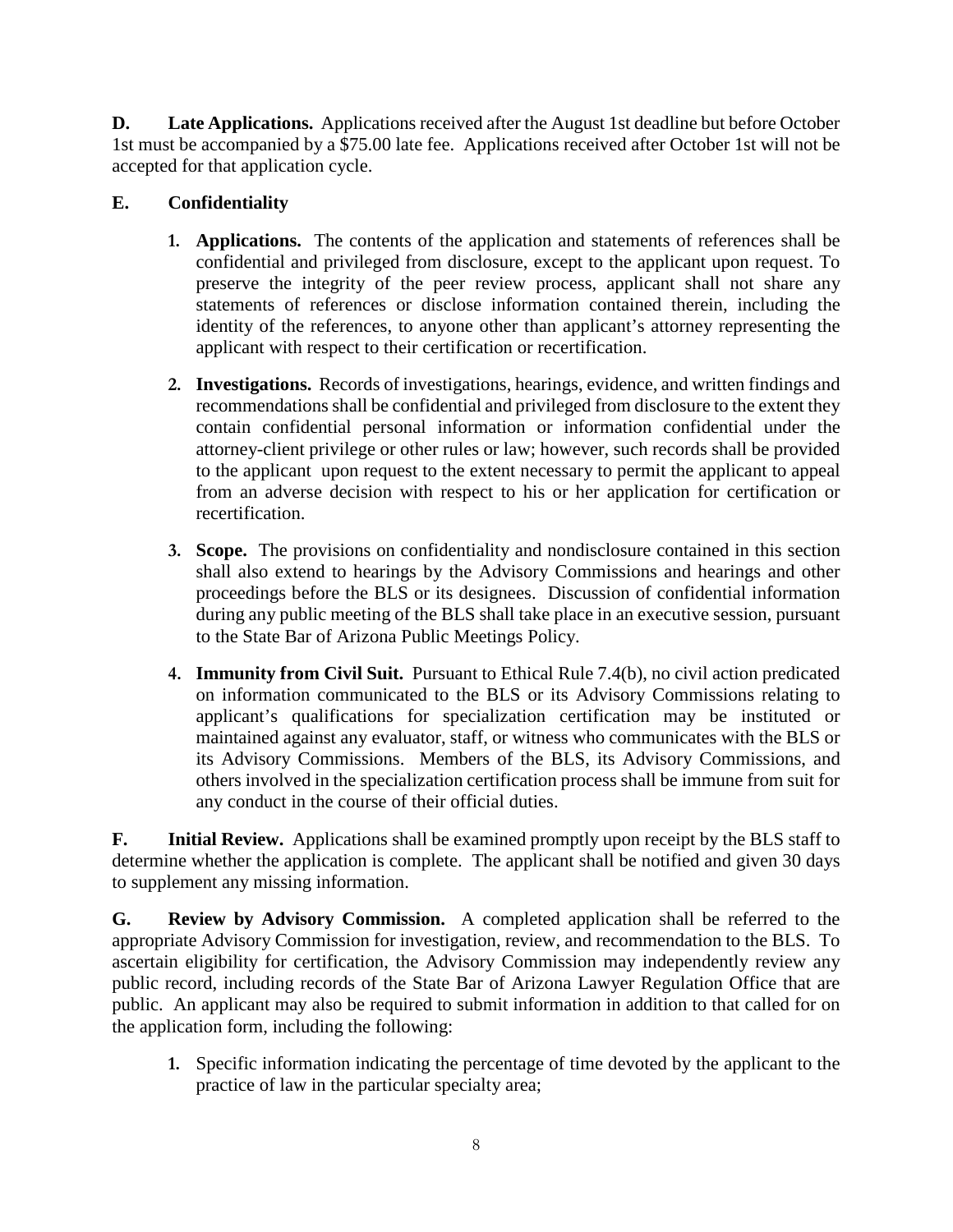**D. Late Applications.** Applications received after the August 1st deadline but before October 1st must be accompanied by a $75.00 late fee. Applications received after October 1st will not be accepted for that application cycle.

**E. Confidentiality**

1. **Applications.** The contents of the application and statements of references shall be confidential and privileged from disclosure, except to the applicant upon request. To preserve the integrity of the peer review process, applicant shall not share any statements of references or disclose information contained therein, including the identity of the references, to anyone other than applicant's attorney representing the applicant with respect to their certification or recertification.

2. **Investigations.** Records of investigations, hearings, evidence, and written findings and recommendations shall be confidential and privileged from disclosure to the extent they contain confidential personal information or information confidential under the attorney-client privilege or other rules or law; however, such records shall be provided to the applicant upon request to the extent necessary to permit the applicant to appeal from an adverse decision with respect to his or her application for certification or recertification.

3. **Scope.** The provisions on confidentiality and nondisclosure contained in this section shall also extend to hearings by the Advisory Commissions and hearings and other proceedings before the BLS or its designees. Discussion of confidential information during any public meeting of the BLS shall take place in an executive session, pursuant to the State Bar of Arizona Public Meetings Policy.

4. **Immunity from Civil Suit.** Pursuant to Ethical Rule 7.4(b), no civil action predicated on information communicated to the BLS or its Advisory Commissions relating to applicant's qualifications for specialization certification may be instituted or maintained against any evaluator, staff, or witness who communicates with the BLS or its Advisory Commissions. Members of the BLS, its Advisory Commissions, and others involved in the specialization certification process shall be immune from suit for any conduct in the course of their official duties.

**F. Initial Review.** Applications shall be examined promptly upon receipt by the BLS staff to determine whether the application is complete. The applicant shall be notified and given 30 days to supplement any missing information.

**G. Review by Advisory Commission.** A completed application shall be referred to the appropriate Advisory Commission for investigation, review, and recommendation to the BLS. To ascertain eligibility for certification, the Advisory Commission may independently review any public record, including records of the State Bar of Arizona Lawyer Regulation Office that are public. An applicant may also be required to submit information in addition to that called for on the application form, including the following:

1. Specific information indicating the percentage of time devoted by the applicant to the practice of law in the particular specialty area;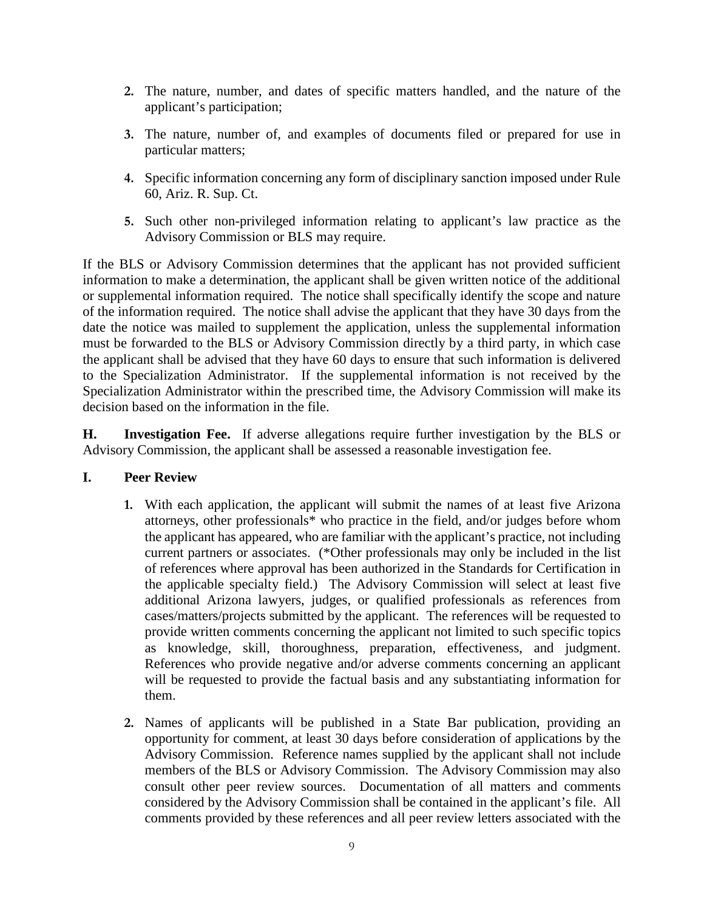2. The nature, number, and dates of specific matters handled, and the nature of the applicant's participation;

3. The nature, number of, and examples of documents filed or prepared for use in particular matters;

4. Specific information concerning any form of disciplinary sanction imposed under Rule 60, Ariz. R. Sup. Ct.

5. Such other non-privileged information relating to applicant's law practice as the Advisory Commission or BLS may require.

If the BLS or Advisory Commission determines that the applicant has not provided sufficient information to make a determination, the applicant shall be given written notice of the additional or supplemental information required. The notice shall specifically identify the scope and nature of the information required. The notice shall advise the applicant that they have 30 days from the date the notice was mailed to supplement the application, unless the supplemental information must be forwarded to the BLS or Advisory Commission directly by a third party, in which case the applicant shall be advised that they have 60 days to ensure that such information is delivered to the Specialization Administrator. If the supplemental information is not received by the Specialization Administrator within the prescribed time, the Advisory Commission will make its decision based on the information in the file.

**H. Investigation Fee.** If adverse allegations require further investigation by the BLS or Advisory Commission, the applicant shall be assessed a reasonable investigation fee.

**I. Peer Review**

1. With each application, the applicant will submit the names of at least five Arizona attorneys, other professionals* who practice in the field, and/or judges before whom the applicant has appeared, who are familiar with the applicant's practice, not including current partners or associates. (*Other professionals may only be included in the list of references where approval has been authorized in the Standards for Certification in the applicable specialty field.) The Advisory Commission will select at least five additional Arizona lawyers, judges, or qualified professionals as references from cases/matters/projects submitted by the applicant. The references will be requested to provide written comments concerning the applicant not limited to such specific topics as knowledge, skill, thoroughness, preparation, effectiveness, and judgment. References who provide negative and/or adverse comments concerning an applicant will be requested to provide the factual basis and any substantiating information for them.

2. Names of applicants will be published in a State Bar publication, providing an opportunity for comment, at least 30 days before consideration of applications by the Advisory Commission. Reference names supplied by the applicant shall not include members of the BLS or Advisory Commission. The Advisory Commission may also consult other peer review sources. Documentation of all matters and comments considered by the Advisory Commission shall be contained in the applicant's file. All comments provided by these references and all peer review letters associated with the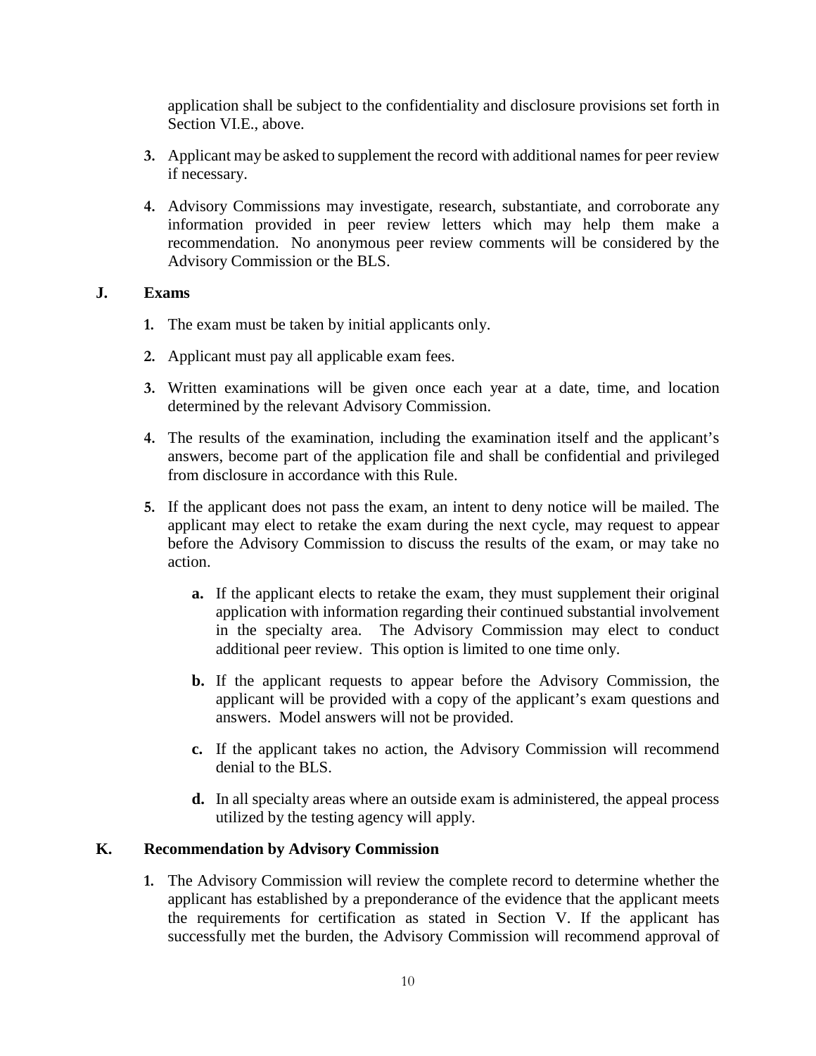application shall be subject to the confidentiality and disclosure provisions set forth in Section VI.E., above.

3. Applicant may be asked to supplement the record with additional names for peer review if necessary.

4. Advisory Commissions may investigate, research, substantiate, and corroborate any information provided in peer review letters which may help them make a recommendation. No anonymous peer review comments will be considered by the Advisory Commission or the BLS.

### J. Exams

1. The exam must be taken by initial applicants only.

2. Applicant must pay all applicable exam fees.

3. Written examinations will be given once each year at a date, time, and location determined by the relevant Advisory Commission.

4. The results of the examination, including the examination itself and the applicant's answers, become part of the application file and shall be confidential and privileged from disclosure in accordance with this Rule.

5. If the applicant does not pass the exam, an intent to deny notice will be mailed. The applicant may elect to retake the exam during the next cycle, may request to appear before the Advisory Commission to discuss the results of the exam, or may take no action.

   **a.** If the applicant elects to retake the exam, they must supplement their original application with information regarding their continued substantial involvement in the specialty area. The Advisory Commission may elect to conduct additional peer review. This option is limited to one time only.

   **b.** If the applicant requests to appear before the Advisory Commission, the applicant will be provided with a copy of the applicant's exam questions and answers. Model answers will not be provided.

   **c.** If the applicant takes no action, the Advisory Commission will recommend denial to the BLS.

   **d.** In all specialty areas where an outside exam is administered, the appeal process utilized by the testing agency will apply.

### K. Recommendation by Advisory Commission

1. The Advisory Commission will review the complete record to determine whether the applicant has established by a preponderance of the evidence that the applicant meets the requirements for certification as stated in Section V. If the applicant has successfully met the burden, the Advisory Commission will recommend approval of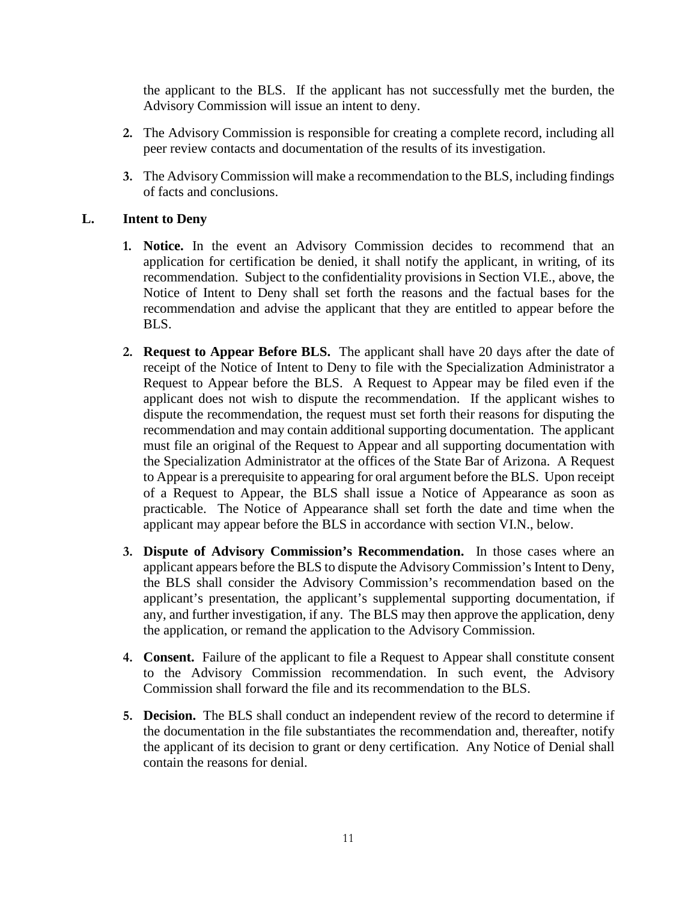the applicant to the BLS. If the applicant has not successfully met the burden, the Advisory Commission will issue an intent to deny.

2. The Advisory Commission is responsible for creating a complete record, including all peer review contacts and documentation of the results of its investigation.

3. The Advisory Commission will make a recommendation to the BLS, including findings of facts and conclusions.

## L. Intent to Deny

1. **Notice.** In the event an Advisory Commission decides to recommend that an application for certification be denied, it shall notify the applicant, in writing, of its recommendation. Subject to the confidentiality provisions in Section VI.E., above, the Notice of Intent to Deny shall set forth the reasons and the factual bases for the recommendation and advise the applicant that they are entitled to appear before the BLS.

2. **Request to Appear Before BLS.** The applicant shall have 20 days after the date of receipt of the Notice of Intent to Deny to file with the Specialization Administrator a Request to Appear before the BLS. A Request to Appear may be filed even if the applicant does not wish to dispute the recommendation. If the applicant wishes to dispute the recommendation, the request must set forth their reasons for disputing the recommendation and may contain additional supporting documentation. The applicant must file an original of the Request to Appear and all supporting documentation with the Specialization Administrator at the offices of the State Bar of Arizona. A Request to Appear is a prerequisite to appearing for oral argument before the BLS. Upon receipt of a Request to Appear, the BLS shall issue a Notice of Appearance as soon as practicable. The Notice of Appearance shall set forth the date and time when the applicant may appear before the BLS in accordance with section VI.N., below.

3. **Dispute of Advisory Commission's Recommendation.** In those cases where an applicant appears before the BLS to dispute the Advisory Commission's Intent to Deny, the BLS shall consider the Advisory Commission's recommendation based on the applicant's presentation, the applicant's supplemental supporting documentation, if any, and further investigation, if any. The BLS may then approve the application, deny the application, or remand the application to the Advisory Commission.

4. **Consent.** Failure of the applicant to file a Request to Appear shall constitute consent to the Advisory Commission recommendation. In such event, the Advisory Commission shall forward the file and its recommendation to the BLS.

5. **Decision.** The BLS shall conduct an independent review of the record to determine if the documentation in the file substantiates the recommendation and, thereafter, notify the applicant of its decision to grant or deny certification. Any Notice of Denial shall contain the reasons for denial.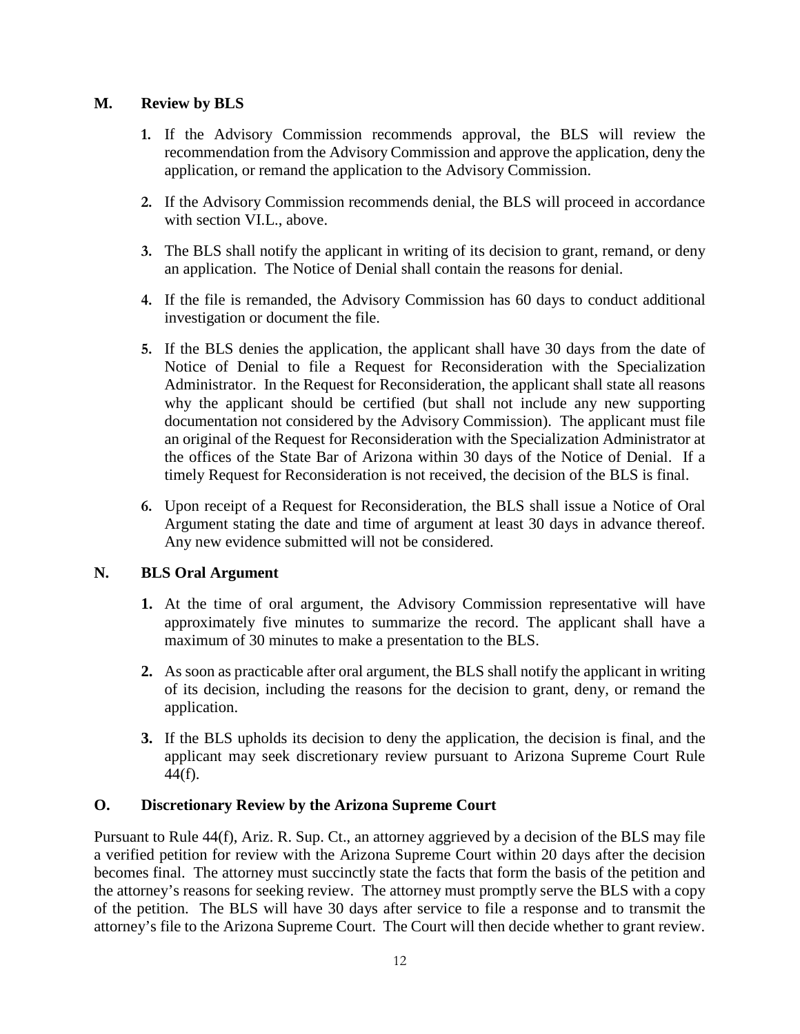## M. Review by BLS

1. If the Advisory Commission recommends approval, the BLS will review the recommendation from the Advisory Commission and approve the application, deny the application, or remand the application to the Advisory Commission.

2. If the Advisory Commission recommends denial, the BLS will proceed in accordance with section VI.L., above.

3. The BLS shall notify the applicant in writing of its decision to grant, remand, or deny an application. The Notice of Denial shall contain the reasons for denial.

4. If the file is remanded, the Advisory Commission has 60 days to conduct additional investigation or document the file.

5. If the BLS denies the application, the applicant shall have 30 days from the date of Notice of Denial to file a Request for Reconsideration with the Specialization Administrator. In the Request for Reconsideration, the applicant shall state all reasons why the applicant should be certified (but shall not include any new supporting documentation not considered by the Advisory Commission). The applicant must file an original of the Request for Reconsideration with the Specialization Administrator at the offices of the State Bar of Arizona within 30 days of the Notice of Denial. If a timely Request for Reconsideration is not received, the decision of the BLS is final.

6. Upon receipt of a Request for Reconsideration, the BLS shall issue a Notice of Oral Argument stating the date and time of argument at least 30 days in advance thereof. Any new evidence submitted will not be considered.

## N. BLS Oral Argument

1. At the time of oral argument, the Advisory Commission representative will have approximately five minutes to summarize the record. The applicant shall have a maximum of 30 minutes to make a presentation to the BLS.

2. As soon as practicable after oral argument, the BLS shall notify the applicant in writing of its decision, including the reasons for the decision to grant, deny, or remand the application.

3. If the BLS upholds its decision to deny the application, the decision is final, and the applicant may seek discretionary review pursuant to Arizona Supreme Court Rule 44(f).

## O. Discretionary Review by the Arizona Supreme Court

Pursuant to Rule 44(f), Ariz. R. Sup. Ct., an attorney aggrieved by a decision of the BLS may file a verified petition for review with the Arizona Supreme Court within 20 days after the decision becomes final. The attorney must succinctly state the facts that form the basis of the petition and the attorney's reasons for seeking review. The attorney must promptly serve the BLS with a copy of the petition. The BLS will have 30 days after service to file a response and to transmit the attorney's file to the Arizona Supreme Court. The Court will then decide whether to grant review.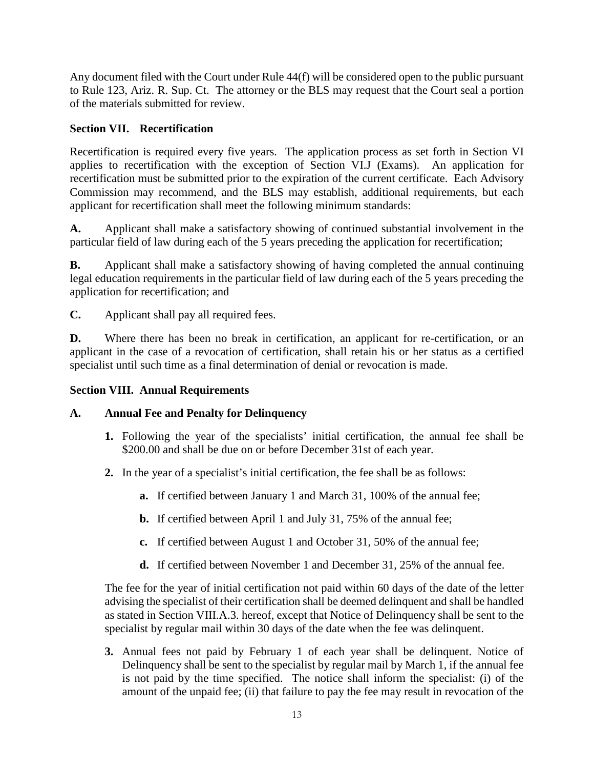Any document filed with the Court under Rule 44(f) will be considered open to the public pursuant to Rule 123, Ariz. R. Sup. Ct. The attorney or the BLS may request that the Court seal a portion of the materials submitted for review.

## Section VII. Recertification

Recertification is required every five years. The application process as set forth in Section VI applies to recertification with the exception of Section VI.J (Exams). An application for recertification must be submitted prior to the expiration of the current certificate. Each Advisory Commission may recommend, and the BLS may establish, additional requirements, but each applicant for recertification shall meet the following minimum standards:

**A.** Applicant shall make a satisfactory showing of continued substantial involvement in the particular field of law during each of the 5 years preceding the application for recertification;

**B.** Applicant shall make a satisfactory showing of having completed the annual continuing legal education requirements in the particular field of law during each of the 5 years preceding the application for recertification; and

**C.** Applicant shall pay all required fees.

**D.** Where there has been no break in certification, an applicant for re-certification, or an applicant in the case of a revocation of certification, shall retain his or her status as a certified specialist until such time as a final determination of denial or revocation is made.

## Section VIII. Annual Requirements

### A. Annual Fee and Penalty for Delinquency

1. Following the year of the specialists' initial certification, the annual fee shall be $200.00 and shall be due on or before December 31st of each year.

2. In the year of a specialist's initial certification, the fee shall be as follows:

   a. If certified between January 1 and March 31, 100% of the annual fee;

   b. If certified between April 1 and July 31, 75% of the annual fee;

   c. If certified between August 1 and October 31, 50% of the annual fee;

   d. If certified between November 1 and December 31, 25% of the annual fee.

   The fee for the year of initial certification not paid within 60 days of the date of the letter advising the specialist of their certification shall be deemed delinquent and shall be handled as stated in Section VIII.A.3. hereof, except that Notice of Delinquency shall be sent to the specialist by regular mail within 30 days of the date when the fee was delinquent.

3. Annual fees not paid by February 1 of each year shall be delinquent. Notice of Delinquency shall be sent to the specialist by regular mail by March 1, if the annual fee is not paid by the time specified. The notice shall inform the specialist: (i) of the amount of the unpaid fee; (ii) that failure to pay the fee may result in revocation of the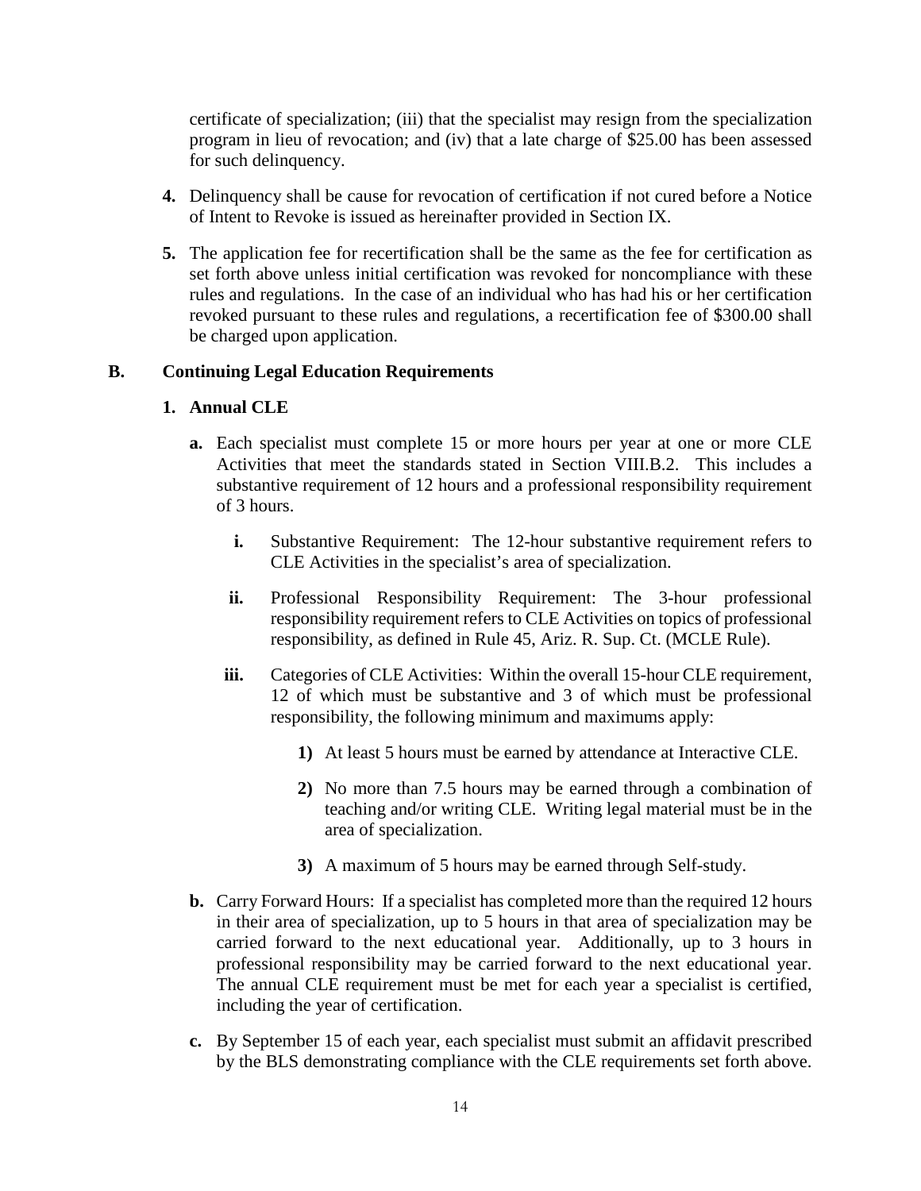certificate of specialization; (iii) that the specialist may resign from the specialization program in lieu of revocation; and (iv) that a late charge of $25.00 has been assessed for such delinquency.

**4.** Delinquency shall be cause for revocation of certification if not cured before a Notice of Intent to Revoke is issued as hereinafter provided in Section IX.

**5.** The application fee for recertification shall be the same as the fee for certification as set forth above unless initial certification was revoked for noncompliance with these rules and regulations. In the case of an individual who has had his or her certification revoked pursuant to these rules and regulations, a recertification fee of $300.00 shall be charged upon application.

## B. Continuing Legal Education Requirements

### 1. Annual CLE

**a.** Each specialist must complete 15 or more hours per year at one or more CLE Activities that meet the standards stated in Section VIII.B.2. This includes a substantive requirement of 12 hours and a professional responsibility requirement of 3 hours.

**i.** Substantive Requirement: The 12-hour substantive requirement refers to CLE Activities in the specialist's area of specialization.

**ii.** Professional Responsibility Requirement: The 3-hour professional responsibility requirement refers to CLE Activities on topics of professional responsibility, as defined in Rule 45, Ariz. R. Sup. Ct. (MCLE Rule).

**iii.** Categories of CLE Activities: Within the overall 15-hour CLE requirement, 12 of which must be substantive and 3 of which must be professional responsibility, the following minimum and maximums apply:

**1)** At least 5 hours must be earned by attendance at Interactive CLE.

**2)** No more than 7.5 hours may be earned through a combination of teaching and/or writing CLE. Writing legal material must be in the area of specialization.

**3)** A maximum of 5 hours may be earned through Self-study.

**b.** Carry Forward Hours: If a specialist has completed more than the required 12 hours in their area of specialization, up to 5 hours in that area of specialization may be carried forward to the next educational year. Additionally, up to 3 hours in professional responsibility may be carried forward to the next educational year. The annual CLE requirement must be met for each year a specialist is certified, including the year of certification.

**c.** By September 15 of each year, each specialist must submit an affidavit prescribed by the BLS demonstrating compliance with the CLE requirements set forth above.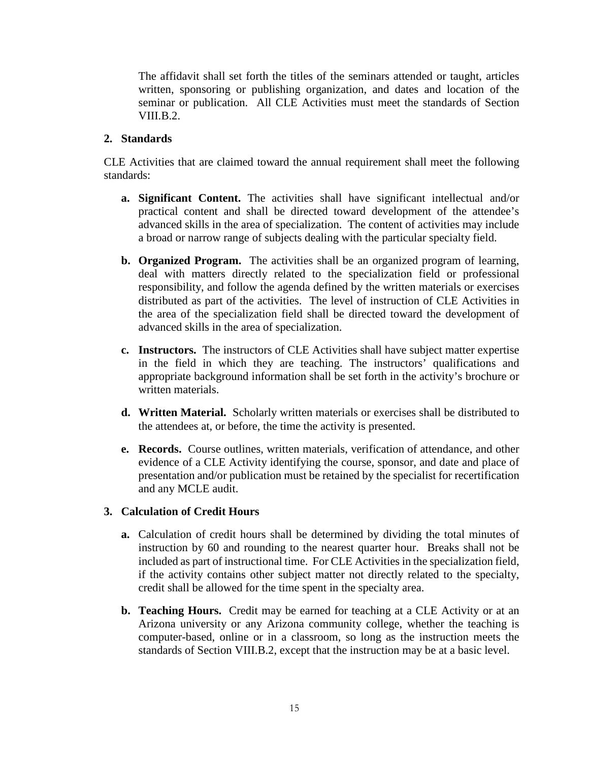The affidavit shall set forth the titles of the seminars attended or taught, articles written, sponsoring or publishing organization, and dates and location of the seminar or publication. All CLE Activities must meet the standards of Section VIII.B.2.

**2. Standards**

CLE Activities that are claimed toward the annual requirement shall meet the following standards:

**a. Significant Content.** The activities shall have significant intellectual and/or practical content and shall be directed toward development of the attendee's advanced skills in the area of specialization. The content of activities may include a broad or narrow range of subjects dealing with the particular specialty field.

**b. Organized Program.** The activities shall be an organized program of learning, deal with matters directly related to the specialization field or professional responsibility, and follow the agenda defined by the written materials or exercises distributed as part of the activities. The level of instruction of CLE Activities in the area of the specialization field shall be directed toward the development of advanced skills in the area of specialization.

**c. Instructors.** The instructors of CLE Activities shall have subject matter expertise in the field in which they are teaching. The instructors' qualifications and appropriate background information shall be set forth in the activity's brochure or written materials.

**d. Written Material.** Scholarly written materials or exercises shall be distributed to the attendees at, or before, the time the activity is presented.

**e. Records.** Course outlines, written materials, verification of attendance, and other evidence of a CLE Activity identifying the course, sponsor, and date and place of presentation and/or publication must be retained by the specialist for recertification and any MCLE audit.

**3. Calculation of Credit Hours**

**a.** Calculation of credit hours shall be determined by dividing the total minutes of instruction by 60 and rounding to the nearest quarter hour. Breaks shall not be included as part of instructional time. For CLE Activities in the specialization field, if the activity contains other subject matter not directly related to the specialty, credit shall be allowed for the time spent in the specialty area.

**b. Teaching Hours.** Credit may be earned for teaching at a CLE Activity or at an Arizona university or any Arizona community college, whether the teaching is computer-based, online or in a classroom, so long as the instruction meets the standards of Section VIII.B.2, except that the instruction may be at a basic level.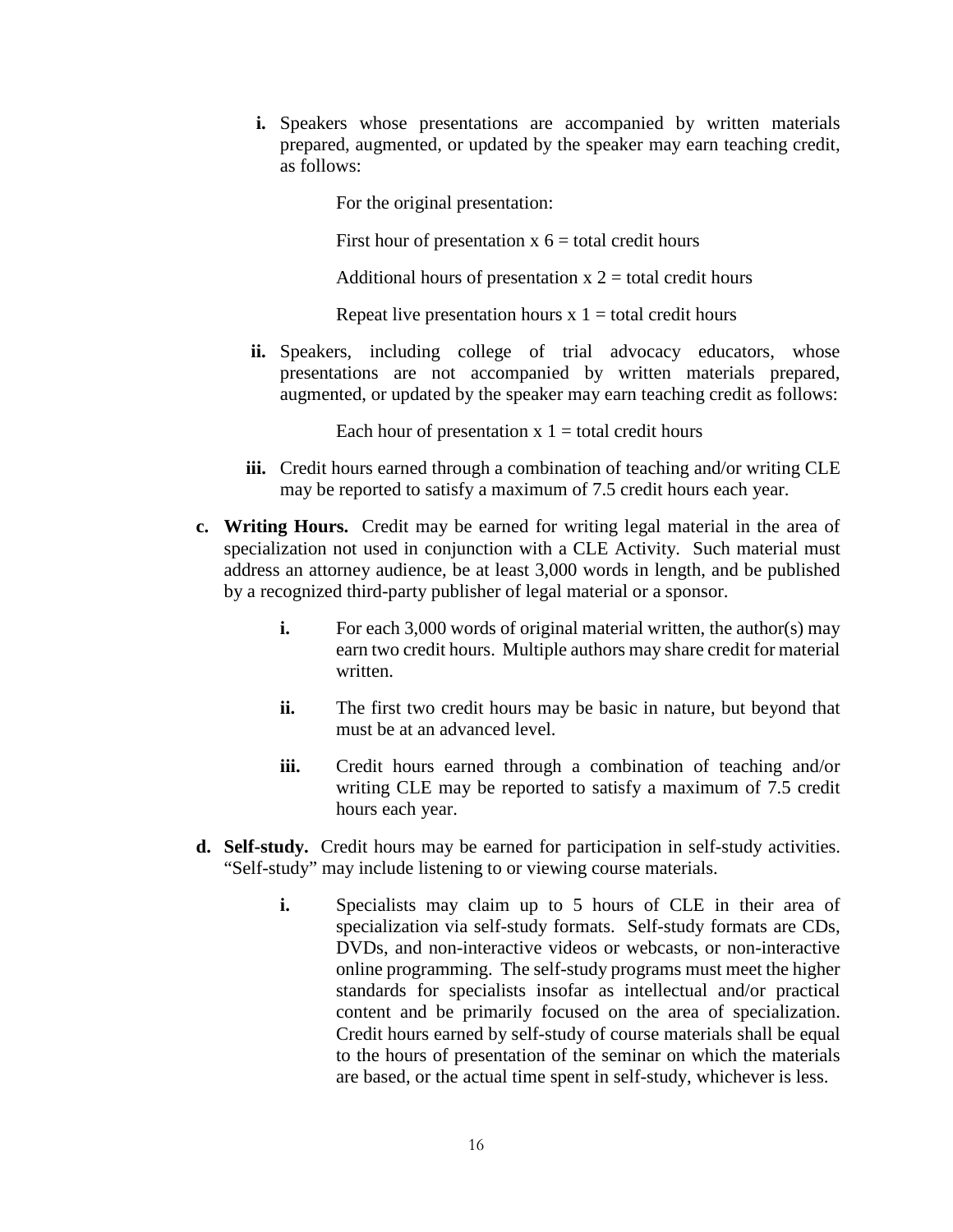**i.** Speakers whose presentations are accompanied by written materials prepared, augmented, or updated by the speaker may earn teaching credit, as follows:

For the original presentation:

First hour of presentation x 6 = total credit hours

Additional hours of presentation x 2 = total credit hours

Repeat live presentation hours x 1 = total credit hours

**ii.** Speakers, including college of trial advocacy educators, whose presentations are not accompanied by written materials prepared, augmented, or updated by the speaker may earn teaching credit as follows:

Each hour of presentation x 1 = total credit hours

**iii.** Credit hours earned through a combination of teaching and/or writing CLE may be reported to satisfy a maximum of 7.5 credit hours each year.

**c. Writing Hours.** Credit may be earned for writing legal material in the area of specialization not used in conjunction with a CLE Activity. Such material must address an attorney audience, be at least 3,000 words in length, and be published by a recognized third-party publisher of legal material or a sponsor.

**i.** For each 3,000 words of original material written, the author(s) may earn two credit hours. Multiple authors may share credit for material written.

**ii.** The first two credit hours may be basic in nature, but beyond that must be at an advanced level.

**iii.** Credit hours earned through a combination of teaching and/or writing CLE may be reported to satisfy a maximum of 7.5 credit hours each year.

**d. Self-study.** Credit hours may be earned for participation in self-study activities. "Self-study" may include listening to or viewing course materials.

**i.** Specialists may claim up to 5 hours of CLE in their area of specialization via self-study formats. Self-study formats are CDs, DVDs, and non-interactive videos or webcasts, or non-interactive online programming. The self-study programs must meet the higher standards for specialists insofar as intellectual and/or practical content and be primarily focused on the area of specialization. Credit hours earned by self-study of course materials shall be equal to the hours of presentation of the seminar on which the materials are based, or the actual time spent in self-study, whichever is less.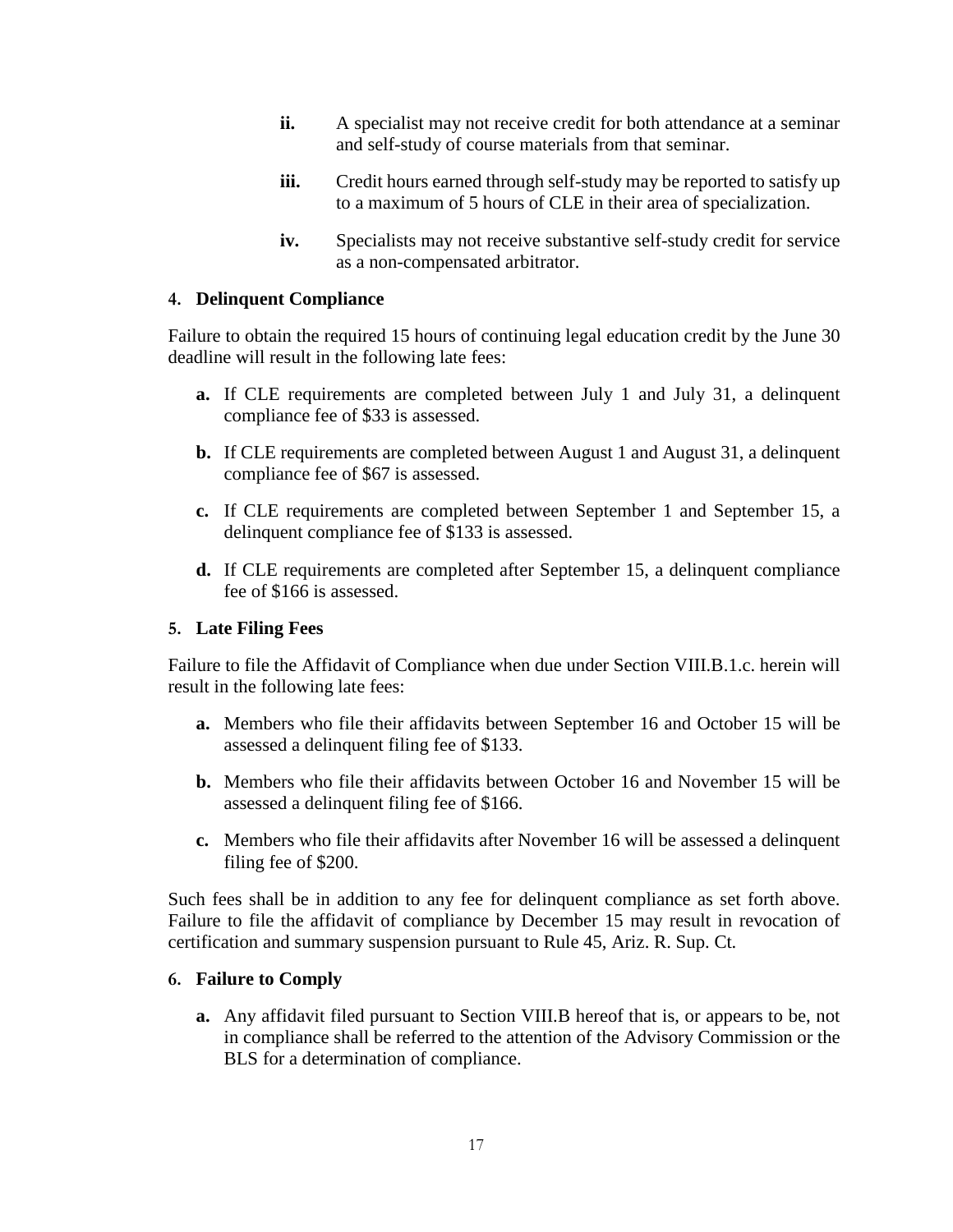- **ii.** A specialist may not receive credit for both attendance at a seminar and self-study of course materials from that seminar.

- **iii.** Credit hours earned through self-study may be reported to satisfy up to a maximum of 5 hours of CLE in their area of specialization.

- **iv.** Specialists may not receive substantive self-study credit for service as a non-compensated arbitrator.

### 4. Delinquent Compliance

Failure to obtain the required 15 hours of continuing legal education credit by the June 30 deadline will result in the following late fees:

- **a.** If CLE requirements are completed between July 1 and July 31, a delinquent compliance fee of $33 is assessed.

- **b.** If CLE requirements are completed between August 1 and August 31, a delinquent compliance fee of $67 is assessed.

- **c.** If CLE requirements are completed between September 1 and September 15, a delinquent compliance fee of $133 is assessed.

- **d.** If CLE requirements are completed after September 15, a delinquent compliance fee of $166 is assessed.

### 5. Late Filing Fees

Failure to file the Affidavit of Compliance when due under Section VIII.B.1.c. herein will result in the following late fees:

- **a.** Members who file their affidavits between September 16 and October 15 will be assessed a delinquent filing fee of $133.

- **b.** Members who file their affidavits between October 16 and November 15 will be assessed a delinquent filing fee of $166.

- **c.** Members who file their affidavits after November 16 will be assessed a delinquent filing fee of $200.

Such fees shall be in addition to any fee for delinquent compliance as set forth above. Failure to file the affidavit of compliance by December 15 may result in revocation of certification and summary suspension pursuant to Rule 45, Ariz. R. Sup. Ct.

### 6. Failure to Comply

- **a.** Any affidavit filed pursuant to Section VIII.B hereof that is, or appears to be, not in compliance shall be referred to the attention of the Advisory Commission or the BLS for a determination of compliance.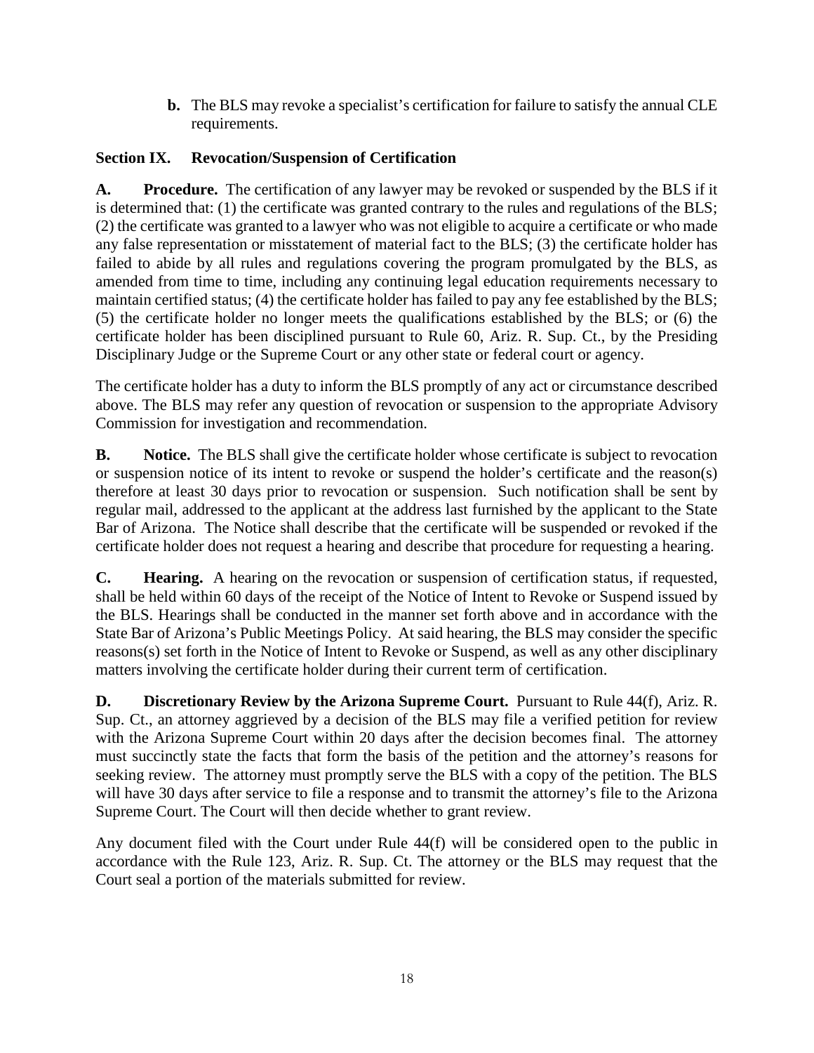**b.** The BLS may revoke a specialist's certification for failure to satisfy the annual CLE requirements.

## Section IX. Revocation/Suspension of Certification

**A. Procedure.** The certification of any lawyer may be revoked or suspended by the BLS if it is determined that: (1) the certificate was granted contrary to the rules and regulations of the BLS; (2) the certificate was granted to a lawyer who was not eligible to acquire a certificate or who made any false representation or misstatement of material fact to the BLS; (3) the certificate holder has failed to abide by all rules and regulations covering the program promulgated by the BLS, as amended from time to time, including any continuing legal education requirements necessary to maintain certified status; (4) the certificate holder has failed to pay any fee established by the BLS; (5) the certificate holder no longer meets the qualifications established by the BLS; or (6) the certificate holder has been disciplined pursuant to Rule 60, Ariz. R. Sup. Ct., by the Presiding Disciplinary Judge or the Supreme Court or any other state or federal court or agency.

The certificate holder has a duty to inform the BLS promptly of any act or circumstance described above. The BLS may refer any question of revocation or suspension to the appropriate Advisory Commission for investigation and recommendation.

**B. Notice.** The BLS shall give the certificate holder whose certificate is subject to revocation or suspension notice of its intent to revoke or suspend the holder's certificate and the reason(s) therefore at least 30 days prior to revocation or suspension. Such notification shall be sent by regular mail, addressed to the applicant at the address last furnished by the applicant to the State Bar of Arizona. The Notice shall describe that the certificate will be suspended or revoked if the certificate holder does not request a hearing and describe that procedure for requesting a hearing.

**C. Hearing.** A hearing on the revocation or suspension of certification status, if requested, shall be held within 60 days of the receipt of the Notice of Intent to Revoke or Suspend issued by the BLS. Hearings shall be conducted in the manner set forth above and in accordance with the State Bar of Arizona's Public Meetings Policy. At said hearing, the BLS may consider the specific reasons(s) set forth in the Notice of Intent to Revoke or Suspend, as well as any other disciplinary matters involving the certificate holder during their current term of certification.

**D. Discretionary Review by the Arizona Supreme Court.** Pursuant to Rule 44(f), Ariz. R. Sup. Ct., an attorney aggrieved by a decision of the BLS may file a verified petition for review with the Arizona Supreme Court within 20 days after the decision becomes final. The attorney must succinctly state the facts that form the basis of the petition and the attorney's reasons for seeking review. The attorney must promptly serve the BLS with a copy of the petition. The BLS will have 30 days after service to file a response and to transmit the attorney's file to the Arizona Supreme Court. The Court will then decide whether to grant review.

Any document filed with the Court under Rule 44(f) will be considered open to the public in accordance with the Rule 123, Ariz. R. Sup. Ct. The attorney or the BLS may request that the Court seal a portion of the materials submitted for review.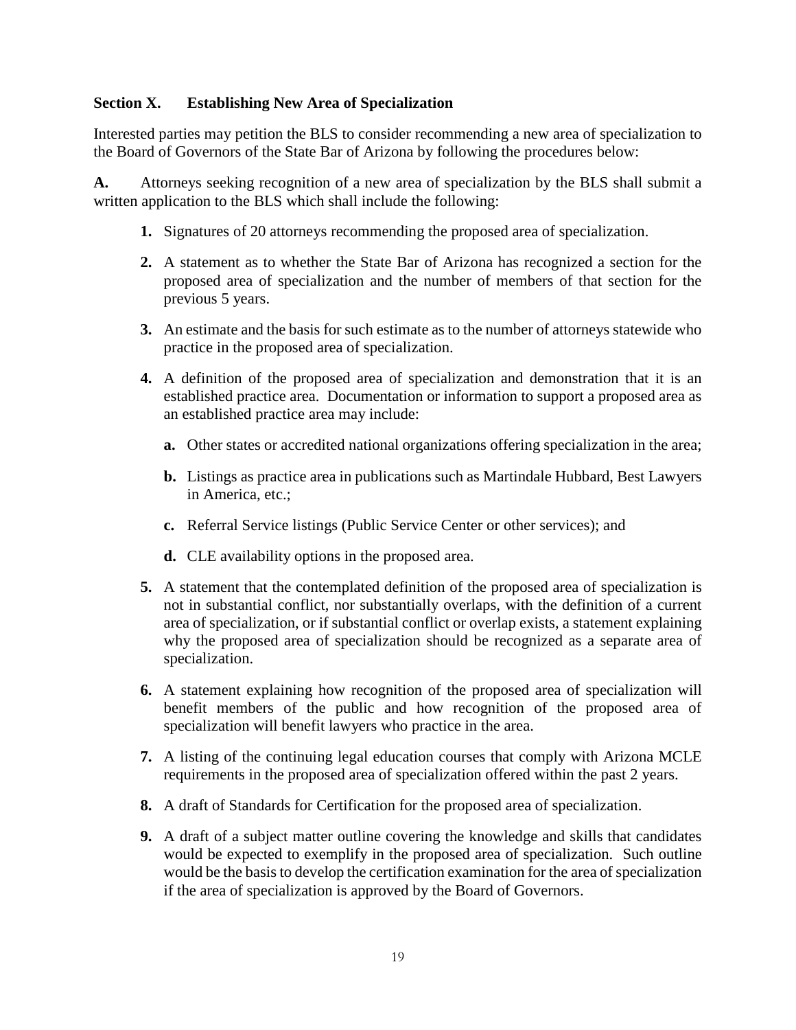## Section X. Establishing New Area of Specialization

Interested parties may petition the BLS to consider recommending a new area of specialization to the Board of Governors of the State Bar of Arizona by following the procedures below:

**A.** Attorneys seeking recognition of a new area of specialization by the BLS shall submit a written application to the BLS which shall include the following:

1. Signatures of 20 attorneys recommending the proposed area of specialization.
2. A statement as to whether the State Bar of Arizona has recognized a section for the proposed area of specialization and the number of members of that section for the previous 5 years.
3. An estimate and the basis for such estimate as to the number of attorneys statewide who practice in the proposed area of specialization.
4. A definition of the proposed area of specialization and demonstration that it is an established practice area. Documentation or information to support a proposed area as an established practice area may include:
   - **a.** Other states or accredited national organizations offering specialization in the area;
   - **b.** Listings as practice area in publications such as Martindale Hubbard, Best Lawyers in America, etc.;
   - **c.** Referral Service listings (Public Service Center or other services); and
   - **d.** CLE availability options in the proposed area.
5. A statement that the contemplated definition of the proposed area of specialization is not in substantial conflict, nor substantially overlaps, with the definition of a current area of specialization, or if substantial conflict or overlap exists, a statement explaining why the proposed area of specialization should be recognized as a separate area of specialization.
6. A statement explaining how recognition of the proposed area of specialization will benefit members of the public and how recognition of the proposed area of specialization will benefit lawyers who practice in the area.
7. A listing of the continuing legal education courses that comply with Arizona MCLE requirements in the proposed area of specialization offered within the past 2 years.
8. A draft of Standards for Certification for the proposed area of specialization.
9. A draft of a subject matter outline covering the knowledge and skills that candidates would be expected to exemplify in the proposed area of specialization. Such outline would be the basis to develop the certification examination for the area of specialization if the area of specialization is approved by the Board of Governors.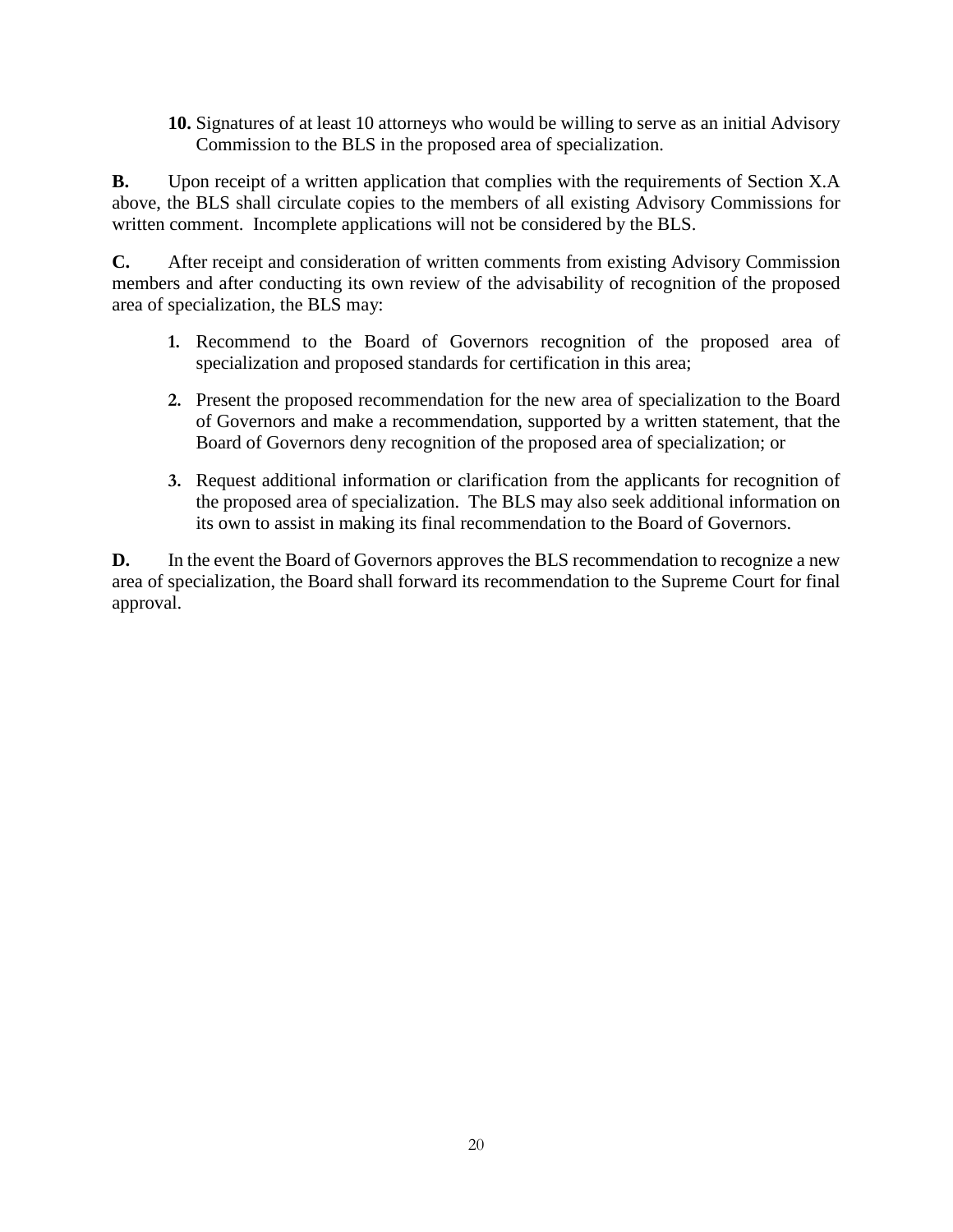**10.** Signatures of at least 10 attorneys who would be willing to serve as an initial Advisory Commission to the BLS in the proposed area of specialization.

**B.** Upon receipt of a written application that complies with the requirements of Section X.A above, the BLS shall circulate copies to the members of all existing Advisory Commissions for written comment. Incomplete applications will not be considered by the BLS.

**C.** After receipt and consideration of written comments from existing Advisory Commission members and after conducting its own review of the advisability of recognition of the proposed area of specialization, the BLS may:

**1.** Recommend to the Board of Governors recognition of the proposed area of specialization and proposed standards for certification in this area;

**2.** Present the proposed recommendation for the new area of specialization to the Board of Governors and make a recommendation, supported by a written statement, that the Board of Governors deny recognition of the proposed area of specialization; or

**3.** Request additional information or clarification from the applicants for recognition of the proposed area of specialization. The BLS may also seek additional information on its own to assist in making its final recommendation to the Board of Governors.

**D.** In the event the Board of Governors approves the BLS recommendation to recognize a new area of specialization, the Board shall forward its recommendation to the Supreme Court for final approval.